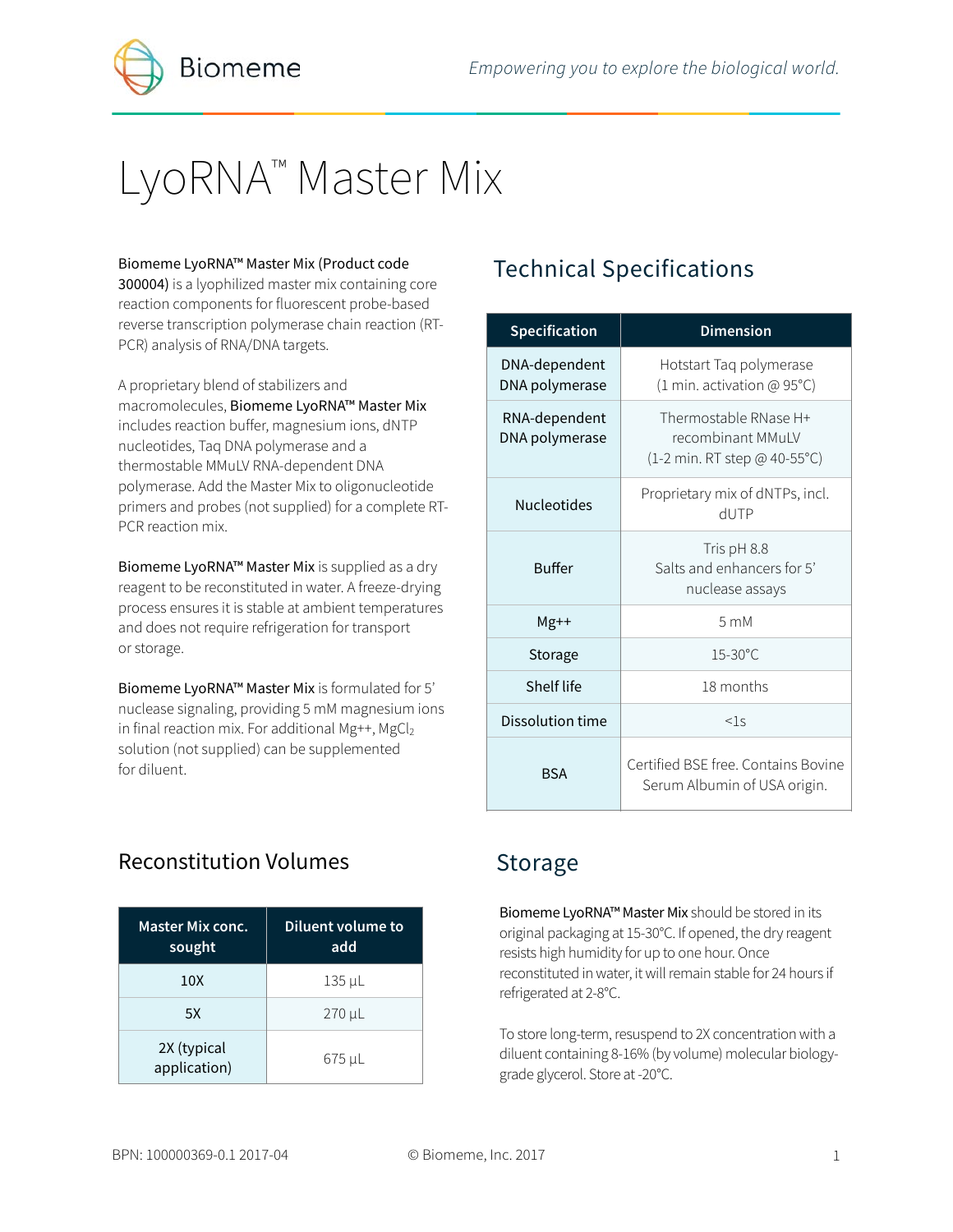Biomeme

*Empowering you to explore the biological world.*

# LyoRNA™ Master Mix

**Biomeme LyoRNA™ Master Mix (Product code 300004)** is a lyophilized master mix containing core reaction components for fluorescent probe-based reverse transcription polymerase chain reaction (RT-PCR) analysis of RNA/DNA targets.

A proprietary blend of stabilizers and macromolecules, **Biomeme LyoRNA™ Master Mix** includes reaction buffer, magnesium ions, dNTP nucleotides, Taq DNA polymerase and a thermostable MMuLV RNA-dependent DNA polymerase. Add the Master Mix to oligonucleotide primers and probes (not supplied) for a complete RT-PCR reaction mix.

**Biomeme LyoRNA™ Master Mix** is supplied as a dry reagent to be reconstituted in water. A freeze-drying process ensures it is stable at ambient temperatures and does not require refrigeration for transport or storage.

**Biomeme LyoRNA™ Master Mix** is formulated for 5' nuclease signaling, providing 5 mM magnesium ions in final reaction mix. For additional Mg++, $MgCl_2$ solution (not supplied) can be supplemented for diluent.

## Technical Specifications

| Specification | Dimension |
|---|---|
| DNA-dependent DNA polymerase | Hotstart Taq polymerase (1 min. activation @ 95°C) |
| RNA-dependent DNA polymerase | Thermostable RNase H+ recombinant MMuLV (1-2 min. RT step @ 40-55°C) |
| Nucleotides | Proprietary mix of dNTPs, incl. dUTP |
| Buffer | Tris pH 8.8 Salts and enhancers for 5' nuclease assays |
| Mg++ | 5 mM |
| Storage | 15-30°C |
| Shelf life | 18 months |
| Dissolution time | <1s |
| BSA | Certified BSE free. Contains Bovine Serum Albumin of USA origin. |

## Reconstitution Volumes

| Master Mix conc. sought | Diluent volume to add |
|---|---|
| 10X | 135 µL |
| 5X | 270 µL |
| 2X (typical application) | 675 µL |

## Storage

**Biomeme LyoRNA™ Master Mix** should be stored in its original packaging at 15-30°C. If opened, the dry reagent resists high humidity for up to one hour. Once reconstituted in water, it will remain stable for 24 hours if refrigerated at 2-8°C.

To store long-term, resuspend to 2X concentration with a diluent containing 8-16% (by volume) molecular biology-grade glycerol. Store at -20°C.

BPN: 100000369-0.1 2017-04 © Biomeme, Inc. 2017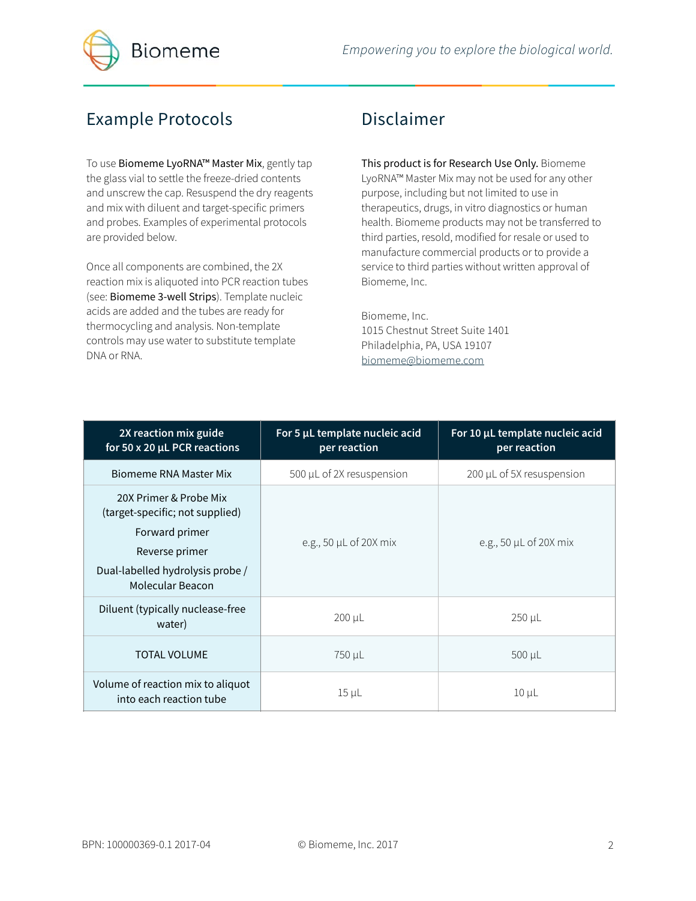## Example Protocols

To use **Biomeme LyoRNA™ Master Mix**, gently tap the glass vial to settle the freeze-dried contents and unscrew the cap. Resuspend the dry reagents and mix with diluent and target-specific primers and probes. Examples of experimental protocols are provided below.

Once all components are combined, the 2X reaction mix is aliquoted into PCR reaction tubes (see: **Biomeme 3-well Strips**). Template nucleic acids are added and the tubes are ready for thermocycling and analysis. Non-template controls may use water to substitute template DNA or RNA.

## Disclaimer

**This product is for Research Use Only.** Biomeme LyoRNA™ Master Mix may not be used for any other purpose, including but not limited to use in therapeutics, drugs, in vitro diagnostics or human health. Biomeme products may not be transferred to third parties, resold, modified for resale or used to manufacture commercial products or to provide a service to third parties without written approval of Biomeme, Inc.

Biomeme, Inc.
1015 Chestnut Street Suite 1401
Philadelphia, PA, USA 19107
biomeme@biomeme.com

| 2X reaction mix guide for 50 x 20 µL PCR reactions | For 5 µL template nucleic acid per reaction | For 10 µL template nucleic acid per reaction |
|---|---|---|
| Biomeme RNA Master Mix | 500 µL of 2X resuspension | 200 µL of 5X resuspension |
| 20X Primer & Probe Mix (target-specific; not supplied)<br>Forward primer<br>Reverse primer<br>Dual-labelled hydrolysis probe / Molecular Beacon | e.g., 50 µL of 20X mix | e.g., 50 µL of 20X mix |
| Diluent (typically nuclease-free water) | 200 µL | 250 µL |
| TOTAL VOLUME | 750 µL | 500 µL |
| Volume of reaction mix to aliquot into each reaction tube | 15 µL | 10 µL |

BPN: 100000369-0.1 2017-04 © Biomeme, Inc. 2017